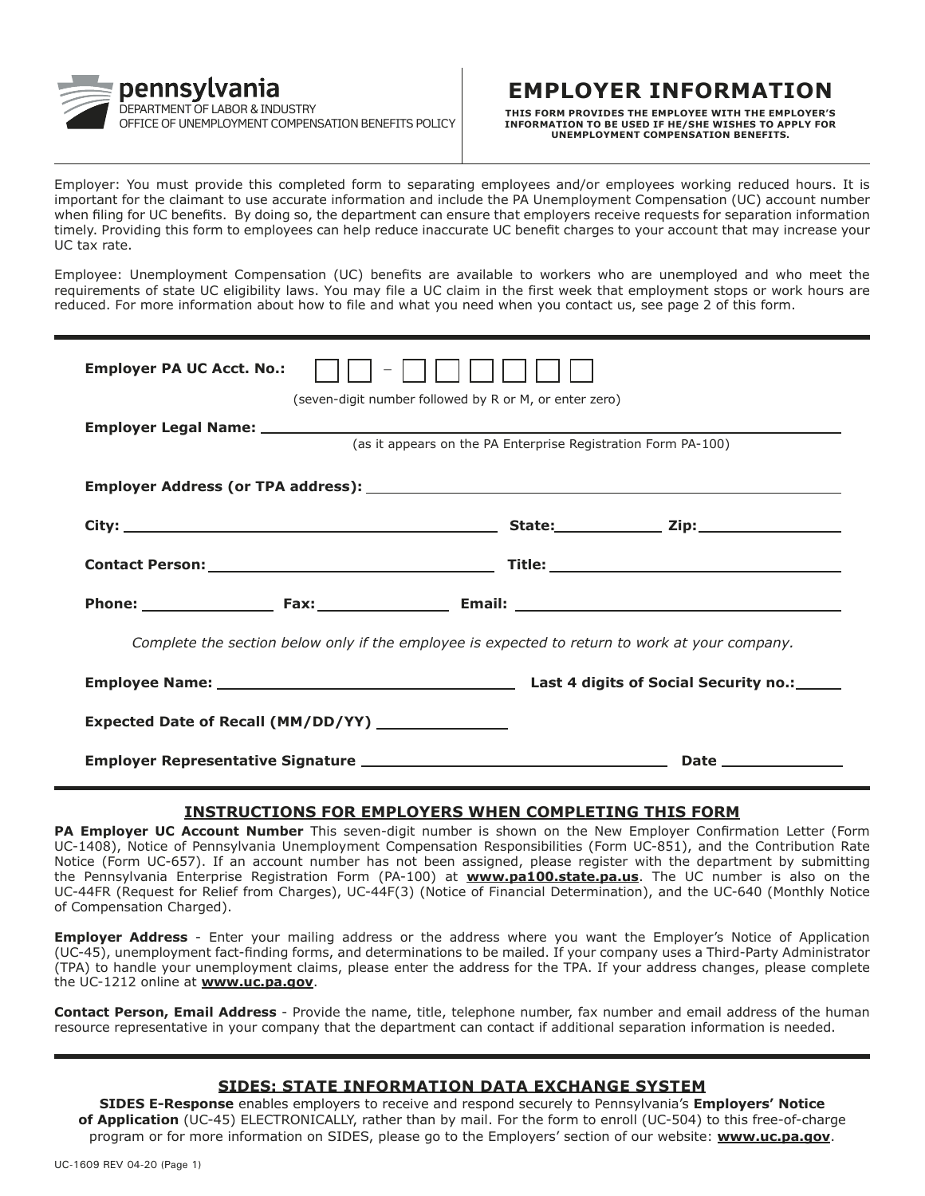pennsylvania
DEPARTMENT OF LABOR & INDUSTRY
OFFICE OF UNEMPLOYMENT COMPENSATION BENEFITS POLICY

# EMPLOYER INFORMATION

**THIS FORM PROVIDES THE EMPLOYEE WITH THE EMPLOYER'S INFORMATION TO BE USED IF HE/SHE WISHES TO APPLY FOR UNEMPLOYMENT COMPENSATION BENEFITS.**

Employer: You must provide this completed form to separating employees and/or employees working reduced hours. It is important for the claimant to use accurate information and include the PA Unemployment Compensation (UC) account number when filing for UC benefits. By doing so, the department can ensure that employers receive requests for separation information timely. Providing this form to employees can help reduce inaccurate UC benefit charges to your account that may increase your UC tax rate.

Employee: Unemployment Compensation (UC) benefits are available to workers who are unemployed and who meet the requirements of state UC eligibility laws. You may file a UC claim in the first week that employment stops or work hours are reduced. For more information about how to file and what you need when you contact us, see page 2 of this form.

---

**Employer PA UC Acct. No.:** ☐☐ - ☐☐☐☐☐☐

(seven-digit number followed by R or M, or enter zero)

**Employer Legal Name:** ______________________________

(as it appears on the PA Enterprise Registration Form PA-100)

**Employer Address (or TPA address):** ______________________________

**City:** ____________________ **State:** __________ **Zip:** __________

**Contact Person:** ____________________ **Title:** ____________________

**Phone:** __________ **Fax:** __________ **Email:** ____________________

*Complete the section below only if the employee is expected to return to work at your company.*

**Employee Name:** ____________________ **Last 4 digits of Social Security no.:** _____

**Expected Date of Recall (MM/DD/YY)** __________

**Employer Representative Signature** ____________________ **Date** __________

---

## INSTRUCTIONS FOR EMPLOYERS WHEN COMPLETING THIS FORM

**PA Employer UC Account Number** This seven-digit number is shown on the New Employer Confirmation Letter (Form UC-1408), Notice of Pennsylvania Unemployment Compensation Responsibilities (Form UC-851), and the Contribution Rate Notice (Form UC-657). If an account number has not been assigned, please register with the department by submitting the Pennsylvania Enterprise Registration Form (PA-100) at **www.pa100.state.pa.us**. The UC number is also on the UC-44FR (Request for Relief from Charges), UC-44F(3) (Notice of Financial Determination), and the UC-640 (Monthly Notice of Compensation Charged).

**Employer Address** - Enter your mailing address or the address where you want the Employer's Notice of Application (UC-45), unemployment fact-finding forms, and determinations to be mailed. If your company uses a Third-Party Administrator (TPA) to handle your unemployment claims, please enter the address for the TPA. If your address changes, please complete the UC-1212 online at **www.uc.pa.gov**.

**Contact Person, Email Address** - Provide the name, title, telephone number, fax number and email address of the human resource representative in your company that the department can contact if additional separation information is needed.

---

## SIDES: STATE INFORMATION DATA EXCHANGE SYSTEM

**SIDES E-Response** enables employers to receive and respond securely to Pennsylvania's **Employers' Notice of Application** (UC-45) ELECTRONICALLY, rather than by mail. For the form to enroll (UC-504) to this free-of-charge program or for more information on SIDES, please go to the Employers' section of our website: **www.uc.pa.gov**.

UC-1609 REV 04-20 (Page 1)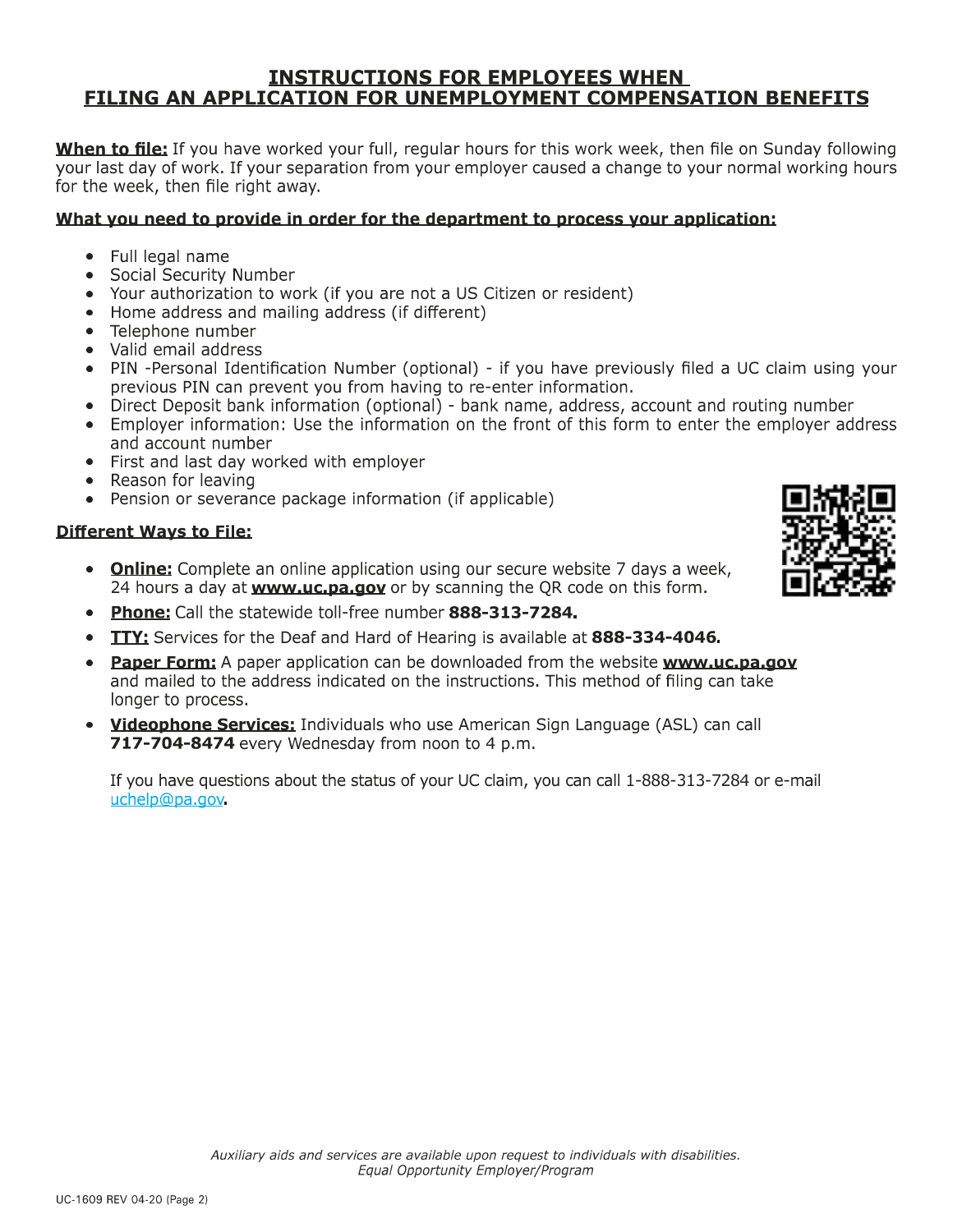# INSTRUCTIONS FOR EMPLOYEES WHEN FILING AN APPLICATION FOR UNEMPLOYMENT COMPENSATION BENEFITS

**When to file:** If you have worked your full, regular hours for this work week, then file on Sunday following your last day of work. If your separation from your employer caused a change to your normal working hours for the week, then file right away.

**What you need to provide in order for the department to process your application:**

- Full legal name
- Social Security Number
- Your authorization to work (if you are not a US Citizen or resident)
- Home address and mailing address (if different)
- Telephone number
- Valid email address
- PIN -Personal Identification Number (optional) - if you have previously filed a UC claim using your previous PIN can prevent you from having to re-enter information.
- Direct Deposit bank information (optional) - bank name, address, account and routing number
- Employer information: Use the information on the front of this form to enter the employer address and account number
- First and last day worked with employer
- Reason for leaving
- Pension or severance package information (if applicable)

**Different Ways to File:**

- **Online:** Complete an online application using our secure website 7 days a week, 24 hours a day at **www.uc.pa.gov** or by scanning the QR code on this form.
- **Phone:** Call the statewide toll-free number **888-313-7284.**
- **TTY:** Services for the Deaf and Hard of Hearing is available at **888-334-4046.**
- **Paper Form:** A paper application can be downloaded from the website **www.uc.pa.gov** and mailed to the address indicated on the instructions. This method of filing can take longer to process.
- **Videophone Services:** Individuals who use American Sign Language (ASL) can call **717-704-8474** every Wednesday from noon to 4 p.m.

If you have questions about the status of your UC claim, you can call 1-888-313-7284 or e-mail uchelp@pa.gov.

*Auxiliary aids and services are available upon request to individuals with disabilities.*
*Equal Opportunity Employer/Program*

UC-1609 REV 04-20 (Page 2)